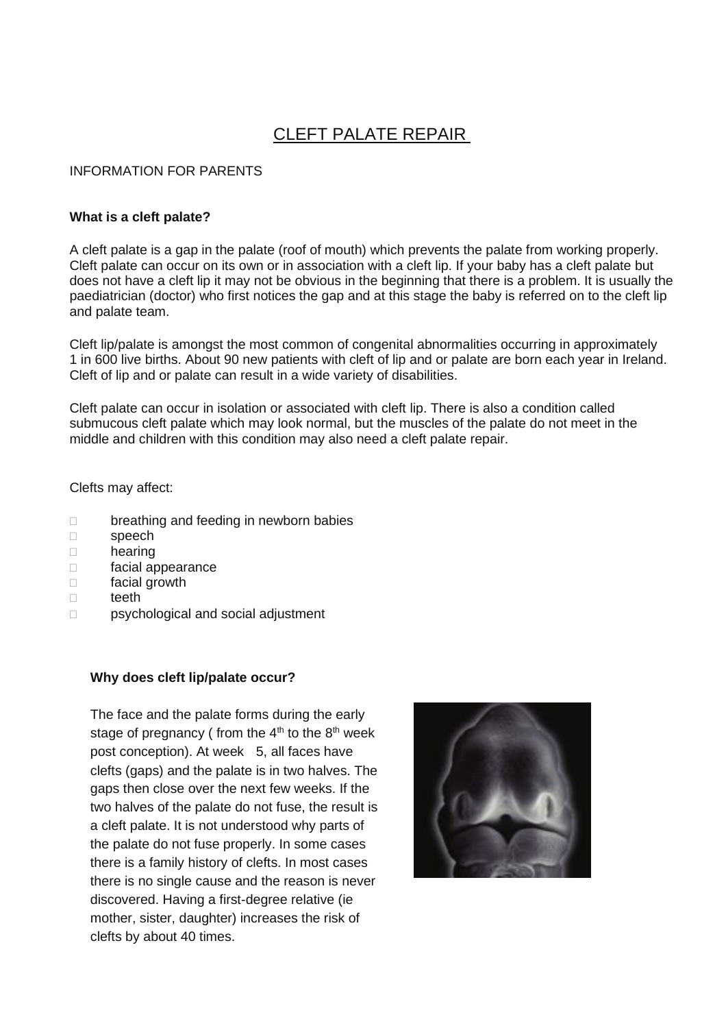# CLEFT PALATE REPAIR

INFORMATION FOR PARENTS

**What is a cleft palate?**

A cleft palate is a gap in the palate (roof of mouth) which prevents the palate from working properly. Cleft palate can occur on its own or in association with a cleft lip. If your baby has a cleft palate but does not have a cleft lip it may not be obvious in the beginning that there is a problem. It is usually the paediatrician (doctor) who first notices the gap and at this stage the baby is referred on to the cleft lip and palate team.

Cleft lip/palate is amongst the most common of congenital abnormalities occurring in approximately 1 in 600 live births. About 90 new patients with cleft of lip and or palate are born each year in Ireland. Cleft of lip and or palate can result in a wide variety of disabilities.

Cleft palate can occur in isolation or associated with cleft lip. There is also a condition called submucous cleft palate which may look normal, but the muscles of the palate do not meet in the middle and children with this condition may also need a cleft palate repair.

Clefts may affect:

- breathing and feeding in newborn babies
- speech
- hearing
- facial appearance
- facial growth
- teeth
- psychological and social adjustment

**Why does cleft lip/palate occur?**

The face and the palate forms during the early stage of pregnancy ( from the 4th to the 8th week post conception). At week 5, all faces have clefts (gaps) and the palate is in two halves. The gaps then close over the next few weeks. If the two halves of the palate do not fuse, the result is a cleft palate. It is not understood why parts of the palate do not fuse properly. In some cases there is a family history of clefts. In most cases there is no single cause and the reason is never discovered. Having a first-degree relative (ie mother, sister, daughter) increases the risk of clefts by about 40 times.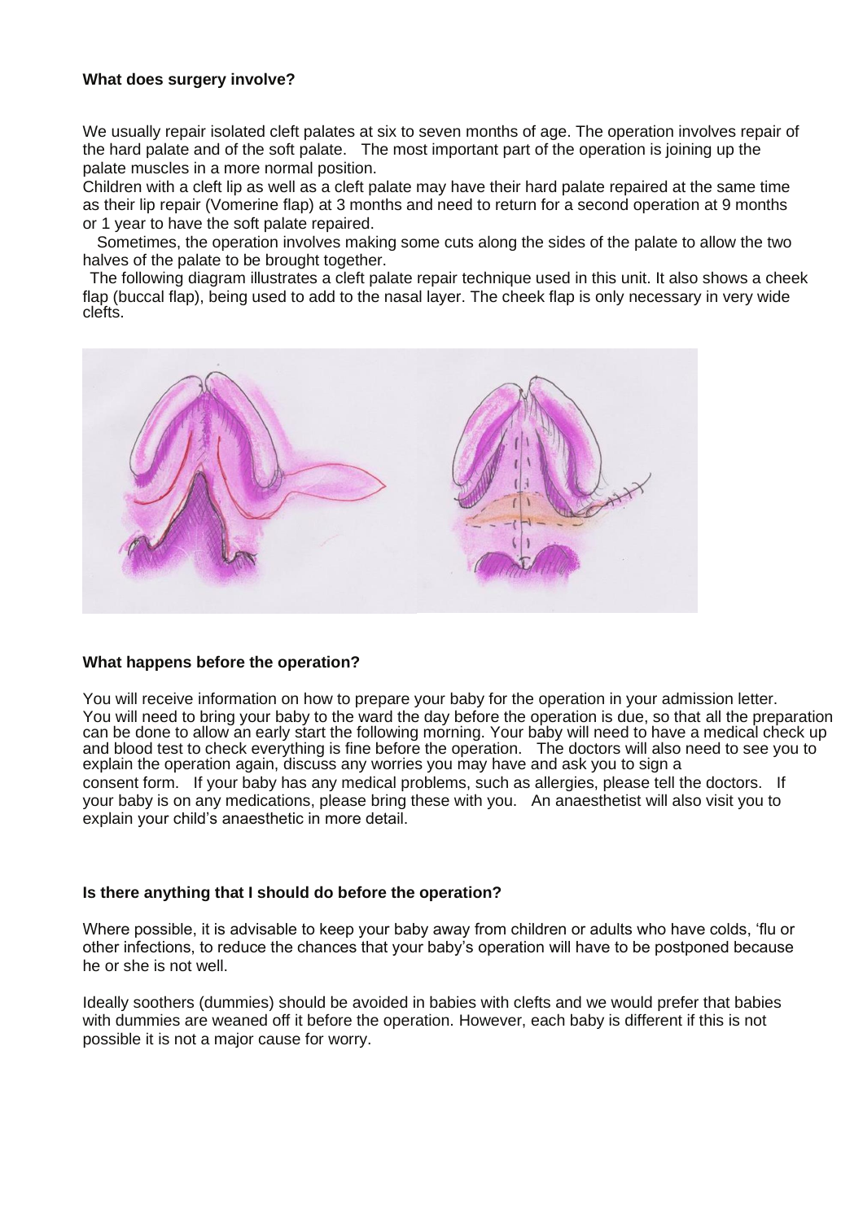**What does surgery involve?**

We usually repair isolated cleft palates at six to seven months of age. The operation involves repair of the hard palate and of the soft palate. The most important part of the operation is joining up the palate muscles in a more normal position.

Children with a cleft lip as well as a cleft palate may have their hard palate repaired at the same time as their lip repair (Vomerine flap) at 3 months and need to return for a second operation at 9 months or 1 year to have the soft palate repaired.

Sometimes, the operation involves making some cuts along the sides of the palate to allow the two halves of the palate to be brought together.

The following diagram illustrates a cleft palate repair technique used in this unit. It also shows a cheek flap (buccal flap), being used to add to the nasal layer. The cheek flap is only necessary in very wide clefts.

**What happens before the operation?**

You will receive information on how to prepare your baby for the operation in your admission letter. You will need to bring your baby to the ward the day before the operation is due, so that all the preparation can be done to allow an early start the following morning. Your baby will need to have a medical check up and blood test to check everything is fine before the operation. The doctors will also need to see you to explain the operation again, discuss any worries you may have and ask you to sign a consent form. If your baby has any medical problems, such as allergies, please tell the doctors. If your baby is on any medications, please bring these with you. An anaesthetist will also visit you to explain your child's anaesthetic in more detail.

**Is there anything that I should do before the operation?**

Where possible, it is advisable to keep your baby away from children or adults who have colds, 'flu or other infections, to reduce the chances that your baby's operation will have to be postponed because he or she is not well.

Ideally soothers (dummies) should be avoided in babies with clefts and we would prefer that babies with dummies are weaned off it before the operation. However, each baby is different if this is not possible it is not a major cause for worry.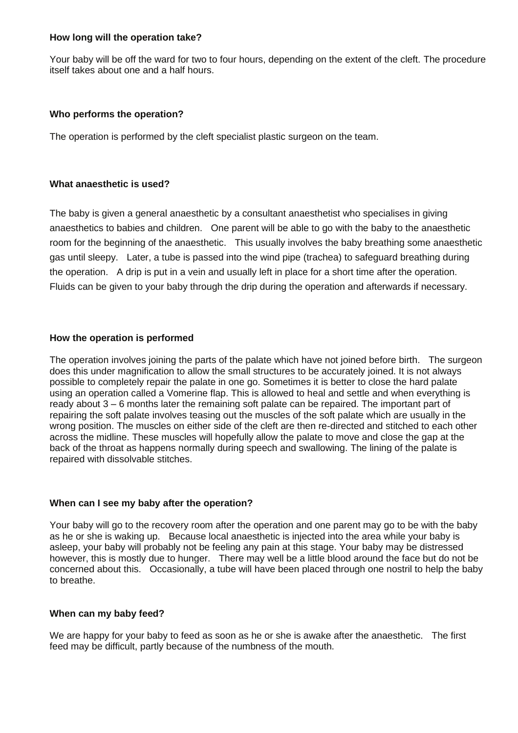**How long will the operation take?**

Your baby will be off the ward for two to four hours, depending on the extent of the cleft. The procedure itself takes about one and a half hours.

**Who performs the operation?**

The operation is performed by the cleft specialist plastic surgeon on the team.

**What anaesthetic is used?**

The baby is given a general anaesthetic by a consultant anaesthetist who specialises in giving anaesthetics to babies and children. One parent will be able to go with the baby to the anaesthetic room for the beginning of the anaesthetic. This usually involves the baby breathing some anaesthetic gas until sleepy. Later, a tube is passed into the wind pipe (trachea) to safeguard breathing during the operation. A drip is put in a vein and usually left in place for a short time after the operation. Fluids can be given to your baby through the drip during the operation and afterwards if necessary.

**How the operation is performed**

The operation involves joining the parts of the palate which have not joined before birth. The surgeon does this under magnification to allow the small structures to be accurately joined. It is not always possible to completely repair the palate in one go. Sometimes it is better to close the hard palate using an operation called a Vomerine flap. This is allowed to heal and settle and when everything is ready about 3 – 6 months later the remaining soft palate can be repaired. The important part of repairing the soft palate involves teasing out the muscles of the soft palate which are usually in the wrong position. The muscles on either side of the cleft are then re-directed and stitched to each other across the midline. These muscles will hopefully allow the palate to move and close the gap at the back of the throat as happens normally during speech and swallowing. The lining of the palate is repaired with dissolvable stitches.

**When can I see my baby after the operation?**

Your baby will go to the recovery room after the operation and one parent may go to be with the baby as he or she is waking up. Because local anaesthetic is injected into the area while your baby is asleep, your baby will probably not be feeling any pain at this stage. Your baby may be distressed however, this is mostly due to hunger. There may well be a little blood around the face but do not be concerned about this. Occasionally, a tube will have been placed through one nostril to help the baby to breathe.

**When can my baby feed?**

We are happy for your baby to feed as soon as he or she is awake after the anaesthetic. The first feed may be difficult, partly because of the numbness of the mouth.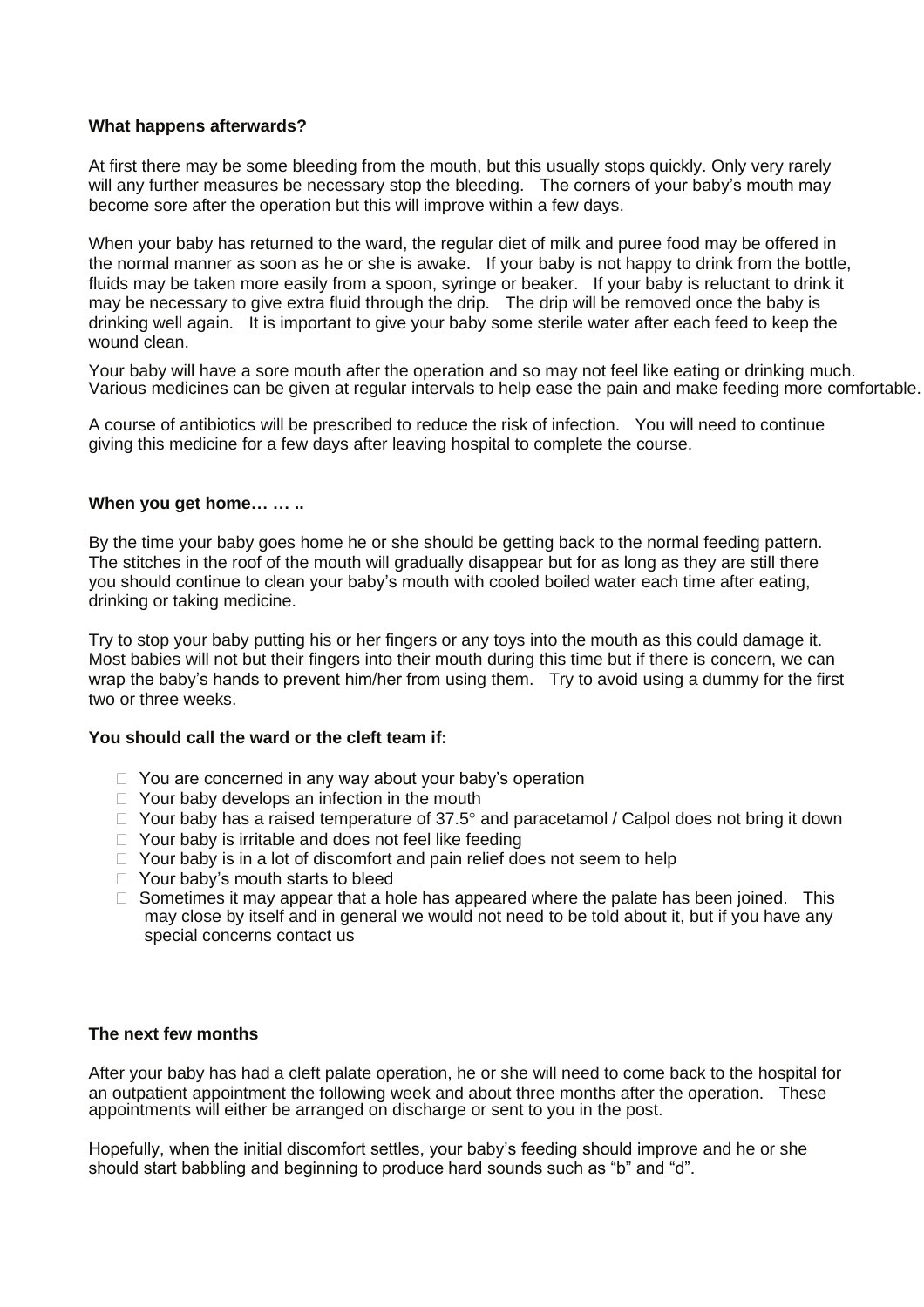**What happens afterwards?**

At first there may be some bleeding from the mouth, but this usually stops quickly. Only very rarely will any further measures be necessary stop the bleeding. The corners of your baby's mouth may become sore after the operation but this will improve within a few days.

When your baby has returned to the ward, the regular diet of milk and puree food may be offered in the normal manner as soon as he or she is awake. If your baby is not happy to drink from the bottle, fluids may be taken more easily from a spoon, syringe or beaker. If your baby is reluctant to drink it may be necessary to give extra fluid through the drip. The drip will be removed once the baby is drinking well again. It is important to give your baby some sterile water after each feed to keep the wound clean.

Your baby will have a sore mouth after the operation and so may not feel like eating or drinking much. Various medicines can be given at regular intervals to help ease the pain and make feeding more comfortable.

A course of antibiotics will be prescribed to reduce the risk of infection. You will need to continue giving this medicine for a few days after leaving hospital to complete the course.

**When you get home… … ..**

By the time your baby goes home he or she should be getting back to the normal feeding pattern. The stitches in the roof of the mouth will gradually disappear but for as long as they are still there you should continue to clean your baby's mouth with cooled boiled water each time after eating, drinking or taking medicine.

Try to stop your baby putting his or her fingers or any toys into the mouth as this could damage it. Most babies will not but their fingers into their mouth during this time but if there is concern, we can wrap the baby's hands to prevent him/her from using them. Try to avoid using a dummy for the first two or three weeks.

**You should call the ward or the cleft team if:**

- You are concerned in any way about your baby's operation
- Your baby develops an infection in the mouth
- Your baby has a raised temperature of 37.5° and paracetamol / Calpol does not bring it down
- Your baby is irritable and does not feel like feeding
- Your baby is in a lot of discomfort and pain relief does not seem to help
- Your baby's mouth starts to bleed
- Sometimes it may appear that a hole has appeared where the palate has been joined. This may close by itself and in general we would not need to be told about it, but if you have any special concerns contact us

**The next few months**

After your baby has had a cleft palate operation, he or she will need to come back to the hospital for an outpatient appointment the following week and about three months after the operation. These appointments will either be arranged on discharge or sent to you in the post.

Hopefully, when the initial discomfort settles, your baby's feeding should improve and he or she should start babbling and beginning to produce hard sounds such as "b" and "d".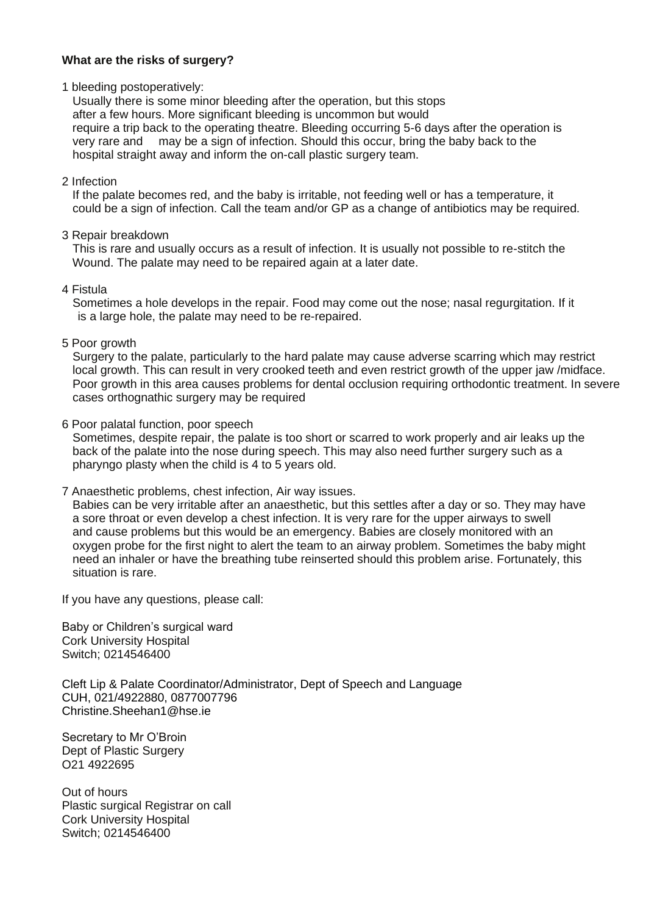**What are the risks of surgery?**

1 bleeding postoperatively:

Usually there is some minor bleeding after the operation, but this stops after a few hours. More significant bleeding is uncommon but would require a trip back to the operating theatre. Bleeding occurring 5-6 days after the operation is very rare and may be a sign of infection. Should this occur, bring the baby back to the hospital straight away and inform the on-call plastic surgery team.

2 Infection

If the palate becomes red, and the baby is irritable, not feeding well or has a temperature, it could be a sign of infection. Call the team and/or GP as a change of antibiotics may be required.

3 Repair breakdown

This is rare and usually occurs as a result of infection. It is usually not possible to re-stitch the Wound. The palate may need to be repaired again at a later date.

4 Fistula

Sometimes a hole develops in the repair. Food may come out the nose; nasal regurgitation. If it is a large hole, the palate may need to be re-repaired.

5 Poor growth

Surgery to the palate, particularly to the hard palate may cause adverse scarring which may restrict local growth. This can result in very crooked teeth and even restrict growth of the upper jaw /midface. Poor growth in this area causes problems for dental occlusion requiring orthodontic treatment. In severe cases orthognathic surgery may be required

6 Poor palatal function, poor speech

Sometimes, despite repair, the palate is too short or scarred to work properly and air leaks up the back of the palate into the nose during speech. This may also need further surgery such as a pharyngo plasty when the child is 4 to 5 years old.

7 Anaesthetic problems, chest infection, Air way issues.

Babies can be very irritable after an anaesthetic, but this settles after a day or so. They may have a sore throat or even develop a chest infection. It is very rare for the upper airways to swell and cause problems but this would be an emergency. Babies are closely monitored with an oxygen probe for the first night to alert the team to an airway problem. Sometimes the baby might need an inhaler or have the breathing tube reinserted should this problem arise. Fortunately, this situation is rare.

If you have any questions, please call:

Baby or Children's surgical ward
Cork University Hospital
Switch; 0214546400

Cleft Lip & Palate Coordinator/Administrator, Dept of Speech and Language
CUH, 021/4922880, 0877007796
Christine.Sheehan1@hse.ie

Secretary to Mr O'Broin
Dept of Plastic Surgery
O21 4922695

Out of hours
Plastic surgical Registrar on call
Cork University Hospital
Switch; 0214546400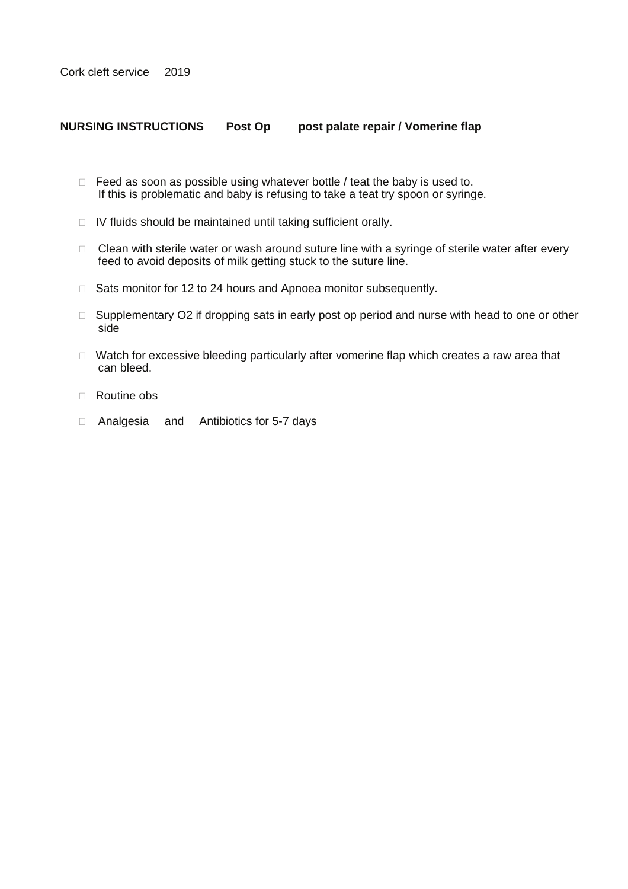Cork cleft service 2019

**NURSING INSTRUCTIONS Post Op post palate repair / Vomerine flap**

- Feed as soon as possible using whatever bottle / teat the baby is used to. If this is problematic and baby is refusing to take a teat try spoon or syringe.
- IV fluids should be maintained until taking sufficient orally.
- Clean with sterile water or wash around suture line with a syringe of sterile water after every feed to avoid deposits of milk getting stuck to the suture line.
- Sats monitor for 12 to 24 hours and Apnoea monitor subsequently.
- Supplementary O2 if dropping sats in early post op period and nurse with head to one or other side
- Watch for excessive bleeding particularly after vomerine flap which creates a raw area that can bleed.
- Routine obs
- Analgesia and Antibiotics for 5-7 days